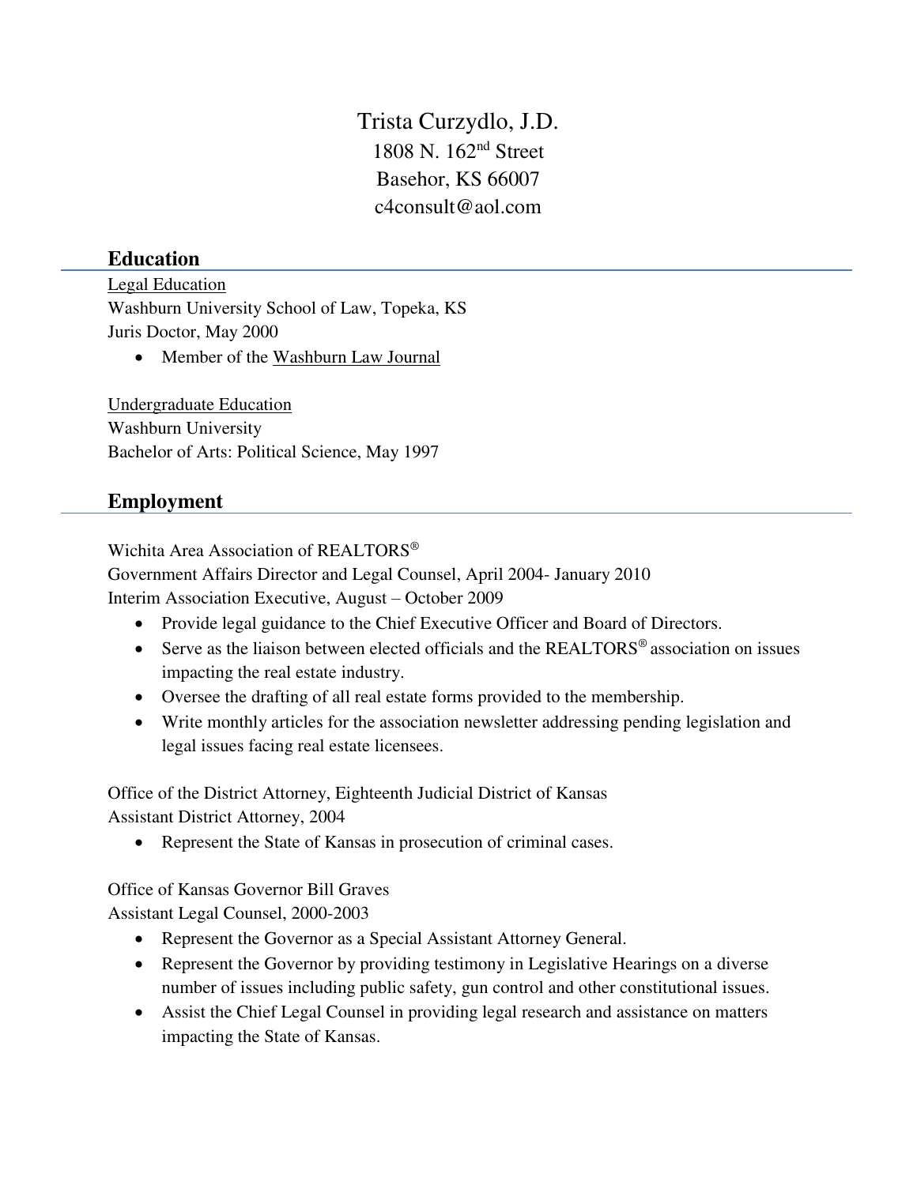# Trista Curzydlo, J.D.

1808 N. 162nd Street
Basehor, KS 66007
c4consult@aol.com

## Education

Legal Education
Washburn University School of Law, Topeka, KS
Juris Doctor, May 2000

- Member of the Washburn Law Journal

Undergraduate Education
Washburn University
Bachelor of Arts: Political Science, May 1997

## Employment

Wichita Area Association of REALTORS®
Government Affairs Director and Legal Counsel, April 2004- January 2010
Interim Association Executive, August – October 2009

- Provide legal guidance to the Chief Executive Officer and Board of Directors.
- Serve as the liaison between elected officials and the REALTORS® association on issues impacting the real estate industry.
- Oversee the drafting of all real estate forms provided to the membership.
- Write monthly articles for the association newsletter addressing pending legislation and legal issues facing real estate licensees.

Office of the District Attorney, Eighteenth Judicial District of Kansas
Assistant District Attorney, 2004

- Represent the State of Kansas in prosecution of criminal cases.

Office of Kansas Governor Bill Graves
Assistant Legal Counsel, 2000-2003

- Represent the Governor as a Special Assistant Attorney General.
- Represent the Governor by providing testimony in Legislative Hearings on a diverse number of issues including public safety, gun control and other constitutional issues.
- Assist the Chief Legal Counsel in providing legal research and assistance on matters impacting the State of Kansas.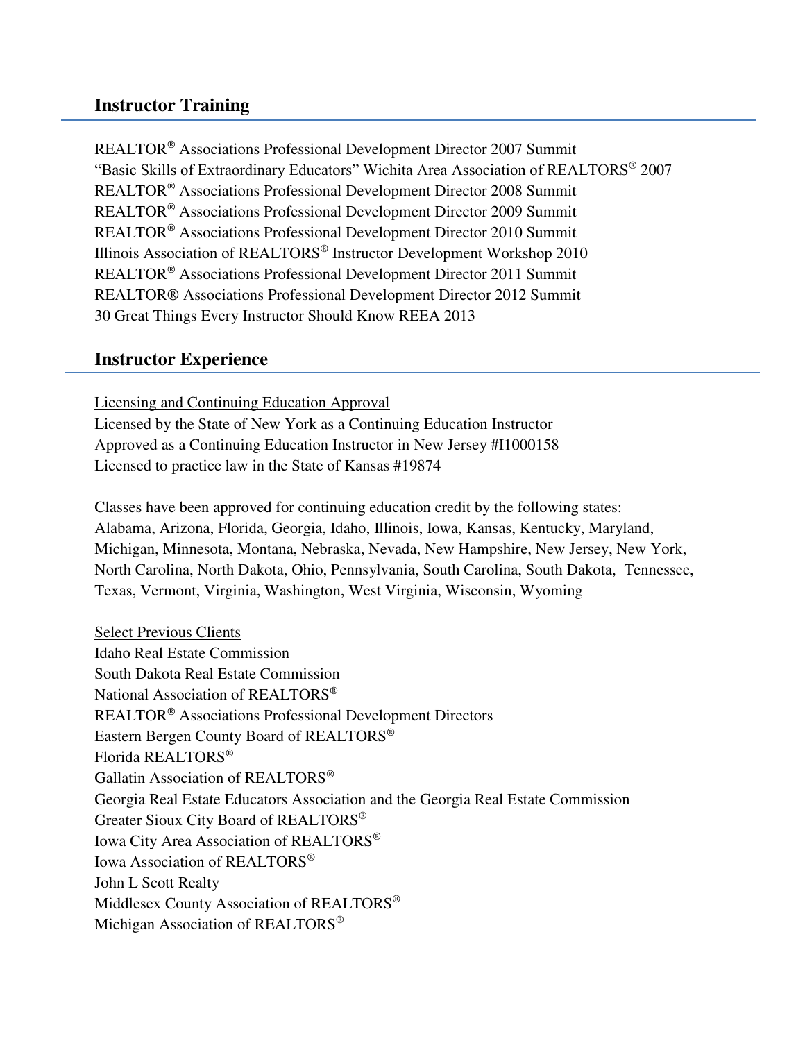## Instructor Training

REALTOR® Associations Professional Development Director 2007 Summit
"Basic Skills of Extraordinary Educators" Wichita Area Association of REALTORS® 2007
REALTOR® Associations Professional Development Director 2008 Summit
REALTOR® Associations Professional Development Director 2009 Summit
REALTOR® Associations Professional Development Director 2010 Summit
Illinois Association of REALTORS® Instructor Development Workshop 2010
REALTOR® Associations Professional Development Director 2011 Summit
REALTOR® Associations Professional Development Director 2012 Summit
30 Great Things Every Instructor Should Know REEA 2013

## Instructor Experience

<u>Licensing and Continuing Education Approval</u>
Licensed by the State of New York as a Continuing Education Instructor
Approved as a Continuing Education Instructor in New Jersey #I1000158
Licensed to practice law in the State of Kansas #19874

Classes have been approved for continuing education credit by the following states:
Alabama, Arizona, Florida, Georgia, Idaho, Illinois, Iowa, Kansas, Kentucky, Maryland, Michigan, Minnesota, Montana, Nebraska, Nevada, New Hampshire, New Jersey, New York, North Carolina, North Dakota, Ohio, Pennsylvania, South Carolina, South Dakota, Tennessee, Texas, Vermont, Virginia, Washington, West Virginia, Wisconsin, Wyoming

<u>Select Previous Clients</u>
Idaho Real Estate Commission
South Dakota Real Estate Commission
National Association of REALTORS®
REALTOR® Associations Professional Development Directors
Eastern Bergen County Board of REALTORS®
Florida REALTORS®
Gallatin Association of REALTORS®
Georgia Real Estate Educators Association and the Georgia Real Estate Commission
Greater Sioux City Board of REALTORS®
Iowa City Area Association of REALTORS®
Iowa Association of REALTORS®
John L Scott Realty
Middlesex County Association of REALTORS®
Michigan Association of REALTORS®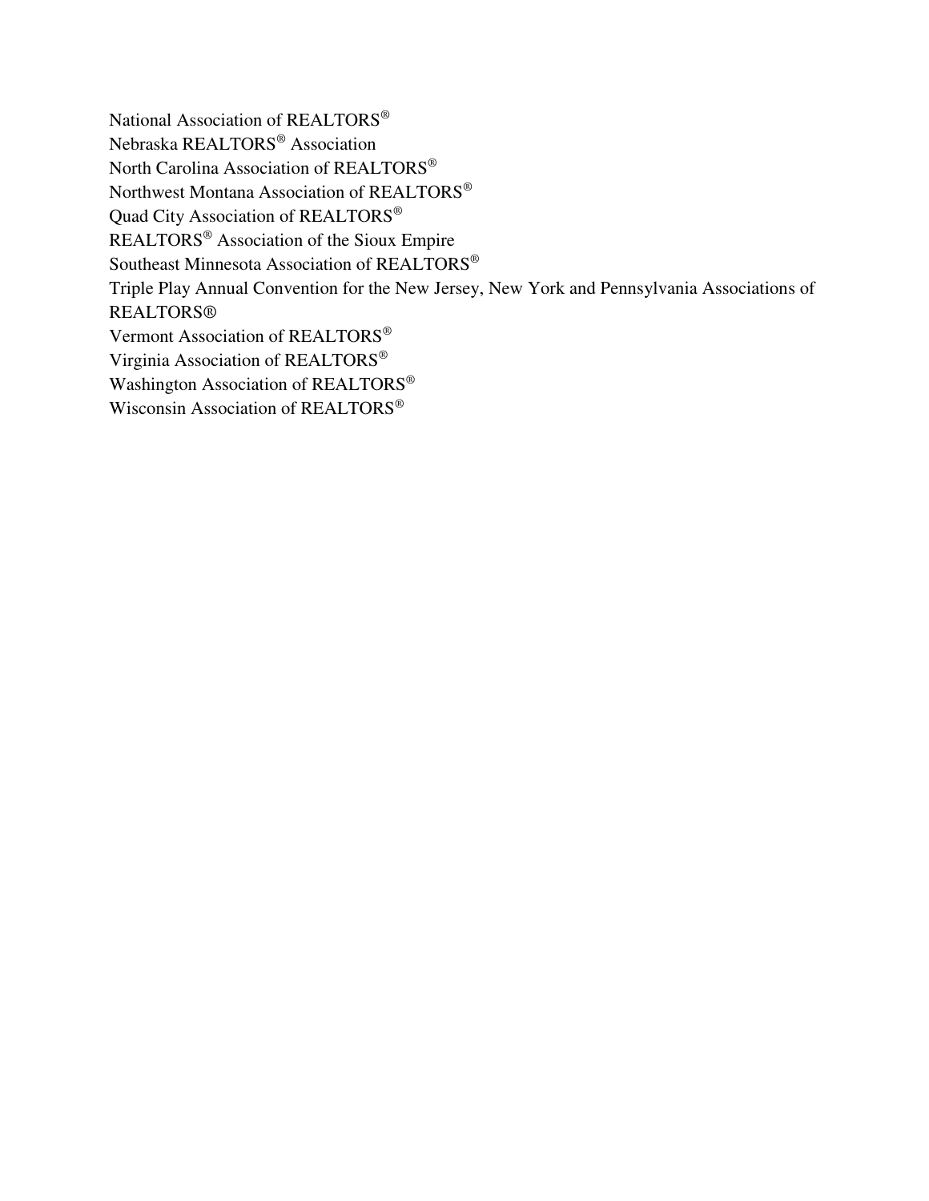National Association of REALTORS®
Nebraska REALTORS® Association
North Carolina Association of REALTORS®
Northwest Montana Association of REALTORS®
Quad City Association of REALTORS®
REALTORS® Association of the Sioux Empire
Southeast Minnesota Association of REALTORS®
Triple Play Annual Convention for the New Jersey, New York and Pennsylvania Associations of REALTORS®
Vermont Association of REALTORS®
Virginia Association of REALTORS®
Washington Association of REALTORS®
Wisconsin Association of REALTORS®